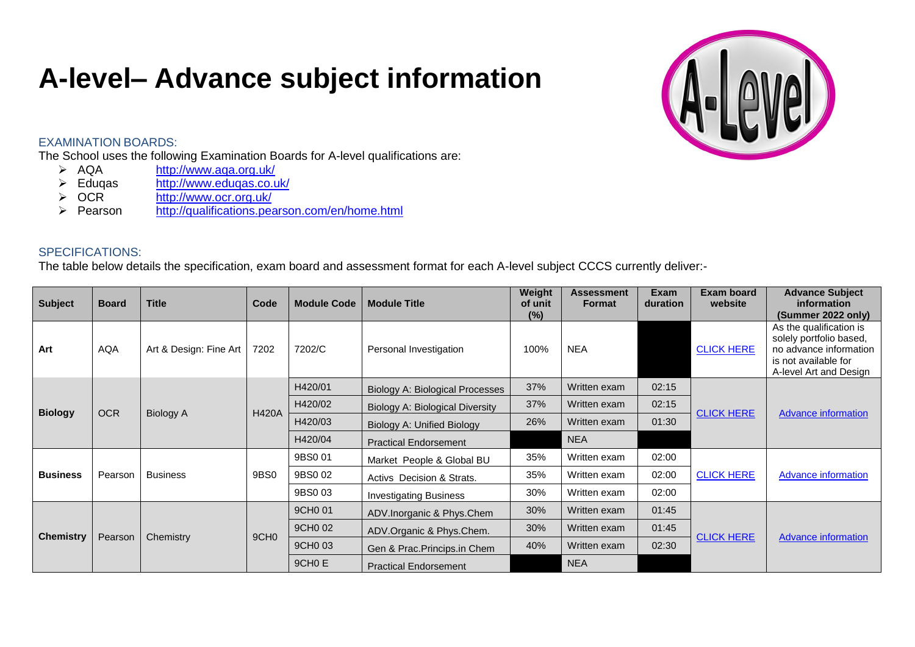# A-level– Advance subject information

### EXAMINATION BOARDS:

The School uses the following Examination Boards for A-level qualifications are:

- AQA http://www.aqa.org.uk/
- Eduqas http://www.eduqas.co.uk/
- OCR http://www.ocr.org.uk/
- Pearson http://qualifications.pearson.com/en/home.html

### SPECIFICATIONS:

The table below details the specification, exam board and assessment format for each A-level subject CCCS currently deliver:-

| Subject | Board | Title | Code | Module Code | Module Title | Weight of unit (%) | Assessment Format | Exam duration | Exam board website | Advance Subject information (Summer 2022 only) |
|---|---|---|---|---|---|---|---|---|---|---|
| **Art** | AQA | Art & Design: Fine Art | 7202 | 7202/C | Personal Investigation | 100% | NEA | | CLICK HERE | As the qualification is solely portfolio based, no advance information is not available for A-level Art and Design |
| **Biology** | OCR | Biology A | H420A | H420/01 | Biology A: Biological Processes | 37% | Written exam | 02:15 | CLICK HERE | Advance information |
| | | | | H420/02 | Biology A: Biological Diversity | 37% | Written exam | 02:15 | | |
| | | | | H420/03 | Biology A: Unified Biology | 26% | Written exam | 01:30 | | |
| | | | | H420/04 | Practical Endorsement | | NEA | | | |
| **Business** | Pearson | Business | 9BS0 | 9BS0 01 | Market People & Global BU | 35% | Written exam | 02:00 | CLICK HERE | Advance information |
| | | | | 9BS0 02 | Activs Decision & Strats. | 35% | Written exam | 02:00 | | |
| | | | | 9BS0 03 | Investigating Business | 30% | Written exam | 02:00 | | |
| **Chemistry** | Pearson | Chemistry | 9CH0 | 9CH0 01 | ADV.Inorganic & Phys.Chem | 30% | Written exam | 01:45 | CLICK HERE | Advance information |
| | | | | 9CH0 02 | ADV.Organic & Phys.Chem. | 30% | Written exam | 01:45 | | |
| | | | | 9CH0 03 | Gen & Prac.Princips.in Chem | 40% | Written exam | 02:30 | | |
| | | | | 9CH0 E | Practical Endorsement | | NEA | | | |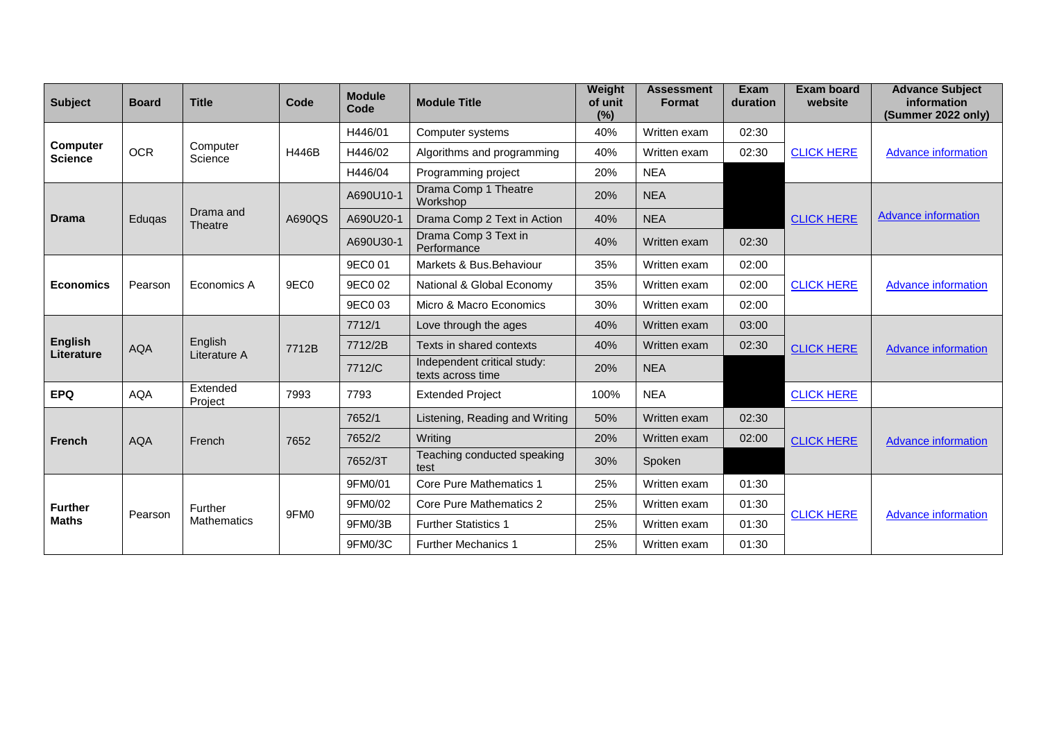| Subject | Board | Title | Code | Module Code | Module Title | Weight of unit (%) | Assessment Format | Exam duration | Exam board website | Advance Subject information (Summer 2022 only) |
|---|---|---|---|---|---|---|---|---|---|---|
| **Computer Science** | OCR | Computer Science | H446B | H446/01 | Computer systems | 40% | Written exam | 02:30 | CLICK HERE | Advance information |
| | | | | H446/02 | Algorithms and programming | 40% | Written exam | 02:30 | | |
| | | | | H446/04 | Programming project | 20% | NEA | | | |
| **Drama** | Eduqas | Drama and Theatre | A690QS | A690U10-1 | Drama Comp 1 Theatre Workshop | 20% | NEA | | CLICK HERE | Advance information |
| | | | | A690U20-1 | Drama Comp 2 Text in Action | 40% | NEA | | | |
| | | | | A690U30-1 | Drama Comp 3 Text in Performance | 40% | Written exam | 02:30 | | |
| **Economics** | Pearson | Economics A | 9EC0 | 9EC0 01 | Markets & Bus.Behaviour | 35% | Written exam | 02:00 | CLICK HERE | Advance information |
| | | | | 9EC0 02 | National & Global Economy | 35% | Written exam | 02:00 | | |
| | | | | 9EC0 03 | Micro & Macro Economics | 30% | Written exam | 02:00 | | |
| **English Literature** | AQA | English Literature A | 7712B | 7712/1 | Love through the ages | 40% | Written exam | 03:00 | CLICK HERE | Advance information |
| | | | | 7712/2B | Texts in shared contexts | 40% | Written exam | 02:30 | | |
| | | | | 7712/C | Independent critical study: texts across time | 20% | NEA | | | |
| **EPQ** | AQA | Extended Project | 7993 | 7793 | Extended Project | 100% | NEA | | CLICK HERE | |
| **French** | AQA | French | 7652 | 7652/1 | Listening, Reading and Writing | 50% | Written exam | 02:30 | CLICK HERE | Advance information |
| | | | | 7652/2 | Writing | 20% | Written exam | 02:00 | | |
| | | | | 7652/3T | Teaching conducted speaking test | 30% | Spoken | | | |
| **Further Maths** | Pearson | Further Mathematics | 9FM0 | 9FM0/01 | Core Pure Mathematics 1 | 25% | Written exam | 01:30 | CLICK HERE | Advance information |
| | | | | 9FM0/02 | Core Pure Mathematics 2 | 25% | Written exam | 01:30 | | |
| | | | | 9FM0/3B | Further Statistics 1 | 25% | Written exam | 01:30 | | |
| | | | | 9FM0/3C | Further Mechanics 1 | 25% | Written exam | 01:30 | | |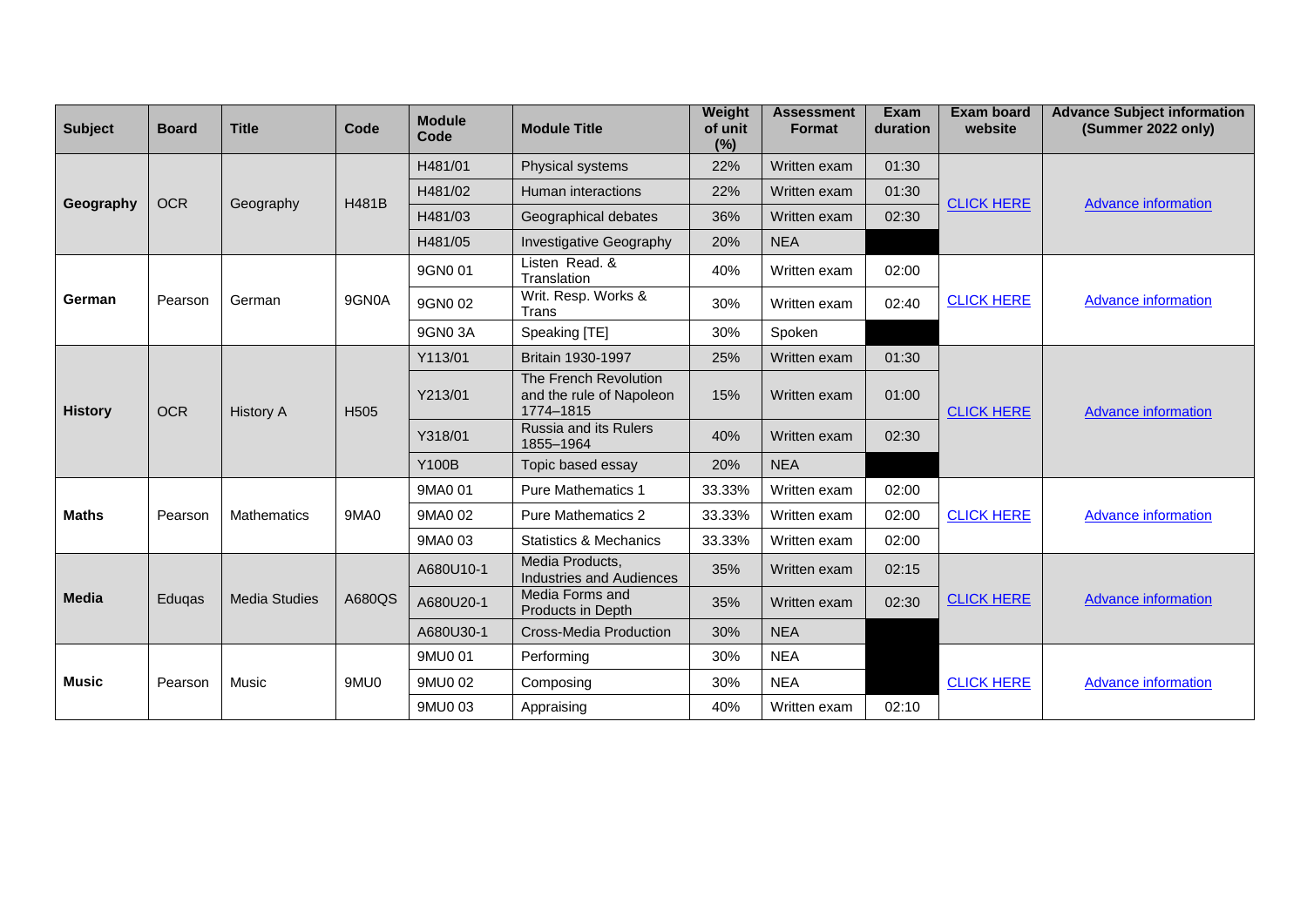| Subject | Board | Title | Code | Module Code | Module Title | Weight of unit (%) | Assessment Format | Exam duration | Exam board website | Advance Subject information (Summer 2022 only) |
|---|---|---|---|---|---|---|---|---|---|---|
| Geography | OCR | Geography | H481B | H481/01 | Physical systems | 22% | Written exam | 01:30 | CLICK HERE | Advance information |
| | | | | H481/02 | Human interactions | 22% | Written exam | 01:30 | | |
| | | | | H481/03 | Geographical debates | 36% | Written exam | 02:30 | | |
| | | | | H481/05 | Investigative Geography | 20% | NEA | | | |
| German | Pearson | German | 9GN0A | 9GN0 01 | Listen Read. & Translation | 40% | Written exam | 02:00 | CLICK HERE | Advance information |
| | | | | 9GN0 02 | Writ. Resp. Works & Trans | 30% | Written exam | 02:40 | | |
| | | | | 9GN0 3A | Speaking [TE] | 30% | Spoken | | | |
| History | OCR | History A | H505 | Y113/01 | Britain 1930-1997 | 25% | Written exam | 01:30 | CLICK HERE | Advance information |
| | | | | Y213/01 | The French Revolution and the rule of Napoleon 1774–1815 | 15% | Written exam | 01:00 | | |
| | | | | Y318/01 | Russia and its Rulers 1855–1964 | 40% | Written exam | 02:30 | | |
| | | | | Y100B | Topic based essay | 20% | NEA | | | |
| Maths | Pearson | Mathematics | 9MA0 | 9MA0 01 | Pure Mathematics 1 | 33.33% | Written exam | 02:00 | CLICK HERE | Advance information |
| | | | | 9MA0 02 | Pure Mathematics 2 | 33.33% | Written exam | 02:00 | | |
| | | | | 9MA0 03 | Statistics & Mechanics | 33.33% | Written exam | 02:00 | | |
| Media | Eduqas | Media Studies | A680QS | A680U10-1 | Media Products, Industries and Audiences | 35% | Written exam | 02:15 | CLICK HERE | Advance information |
| | | | | A680U20-1 | Media Forms and Products in Depth | 35% | Written exam | 02:30 | | |
| | | | | A680U30-1 | Cross-Media Production | 30% | NEA | | | |
| Music | Pearson | Music | 9MU0 | 9MU0 01 | Performing | 30% | NEA | | CLICK HERE | Advance information |
| | | | | 9MU0 02 | Composing | 30% | NEA | | | |
| | | | | 9MU0 03 | Appraising | 40% | Written exam | 02:10 | | |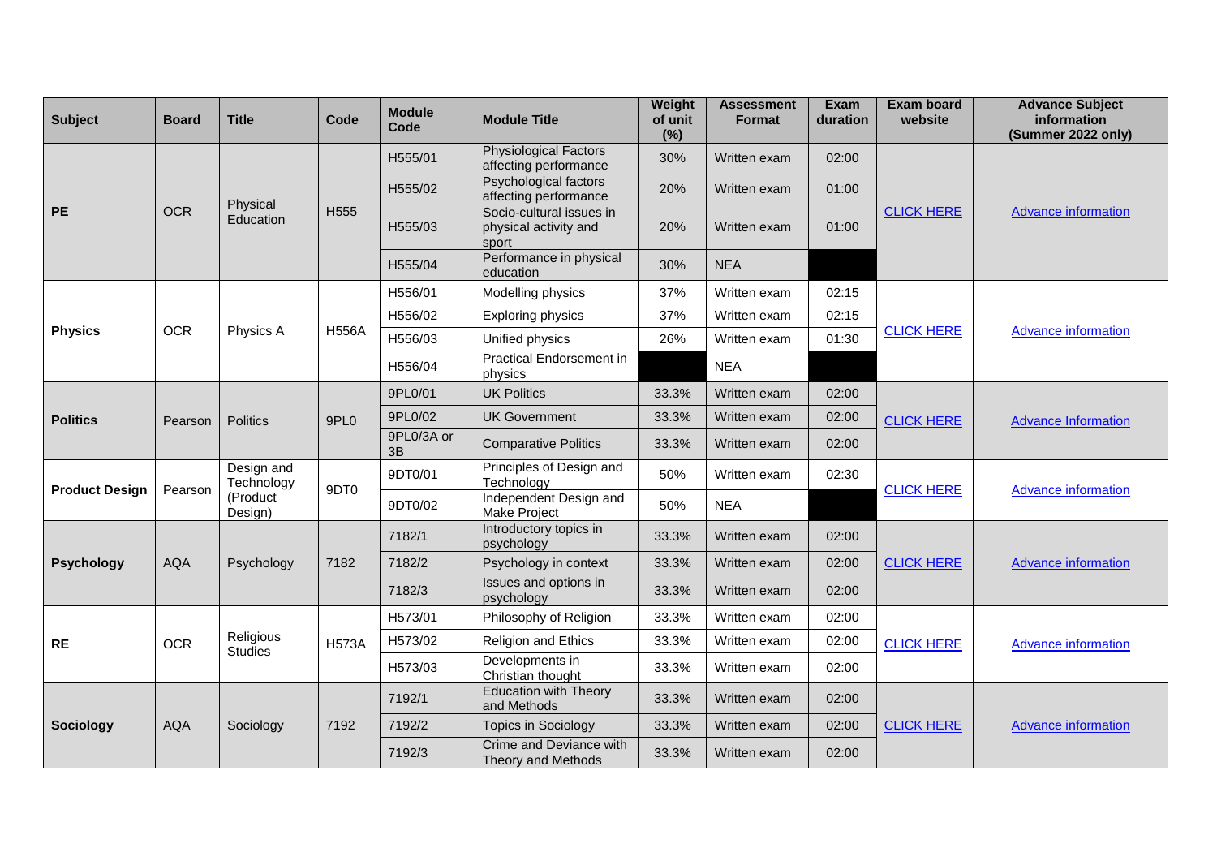| Subject | Board | Title | Code | Module Code | Module Title | Weight of unit (%) | Assessment Format | Exam duration | Exam board website | Advance Subject information (Summer 2022 only) |
|---|---|---|---|---|---|---|---|---|---|---|
| **PE** | OCR | Physical Education | H555 | H555/01 | Physiological Factors affecting performance | 30% | Written exam | 02:00 | CLICK HERE | Advance information |
| | | | | H555/02 | Psychological factors affecting performance | 20% | Written exam | 01:00 | | |
| | | | | H555/03 | Socio-cultural issues in physical activity and sport | 20% | Written exam | 01:00 | | |
| | | | | H555/04 | Performance in physical education | 30% | NEA | | | |
| **Physics** | OCR | Physics A | H556A | H556/01 | Modelling physics | 37% | Written exam | 02:15 | CLICK HERE | Advance information |
| | | | | H556/02 | Exploring physics | 37% | Written exam | 02:15 | | |
| | | | | H556/03 | Unified physics | 26% | Written exam | 01:30 | | |
| | | | | H556/04 | Practical Endorsement in physics | | NEA | | | |
| **Politics** | Pearson | Politics | 9PL0 | 9PL0/01 | UK Politics | 33.3% | Written exam | 02:00 | CLICK HERE | Advance Information |
| | | | | 9PL0/02 | UK Government | 33.3% | Written exam | 02:00 | | |
| | | | | 9PL0/3A or 3B | Comparative Politics | 33.3% | Written exam | 02:00 | | |
| **Product Design** | Pearson | Design and Technology (Product Design) | 9DT0 | 9DT0/01 | Principles of Design and Technology | 50% | Written exam | 02:30 | CLICK HERE | Advance information |
| | | | | 9DT0/02 | Independent Design and Make Project | 50% | NEA | | | |
| **Psychology** | AQA | Psychology | 7182 | 7182/1 | Introductory topics in psychology | 33.3% | Written exam | 02:00 | CLICK HERE | Advance information |
| | | | | 7182/2 | Psychology in context | 33.3% | Written exam | 02:00 | | |
| | | | | 7182/3 | Issues and options in psychology | 33.3% | Written exam | 02:00 | | |
| **RE** | OCR | Religious Studies | H573A | H573/01 | Philosophy of Religion | 33.3% | Written exam | 02:00 | CLICK HERE | Advance information |
| | | | | H573/02 | Religion and Ethics | 33.3% | Written exam | 02:00 | | |
| | | | | H573/03 | Developments in Christian thought | 33.3% | Written exam | 02:00 | | |
| **Sociology** | AQA | Sociology | 7192 | 7192/1 | Education with Theory and Methods | 33.3% | Written exam | 02:00 | CLICK HERE | Advance information |
| | | | | 7192/2 | Topics in Sociology | 33.3% | Written exam | 02:00 | | |
| | | | | 7192/3 | Crime and Deviance with Theory and Methods | 33.3% | Written exam | 02:00 | | |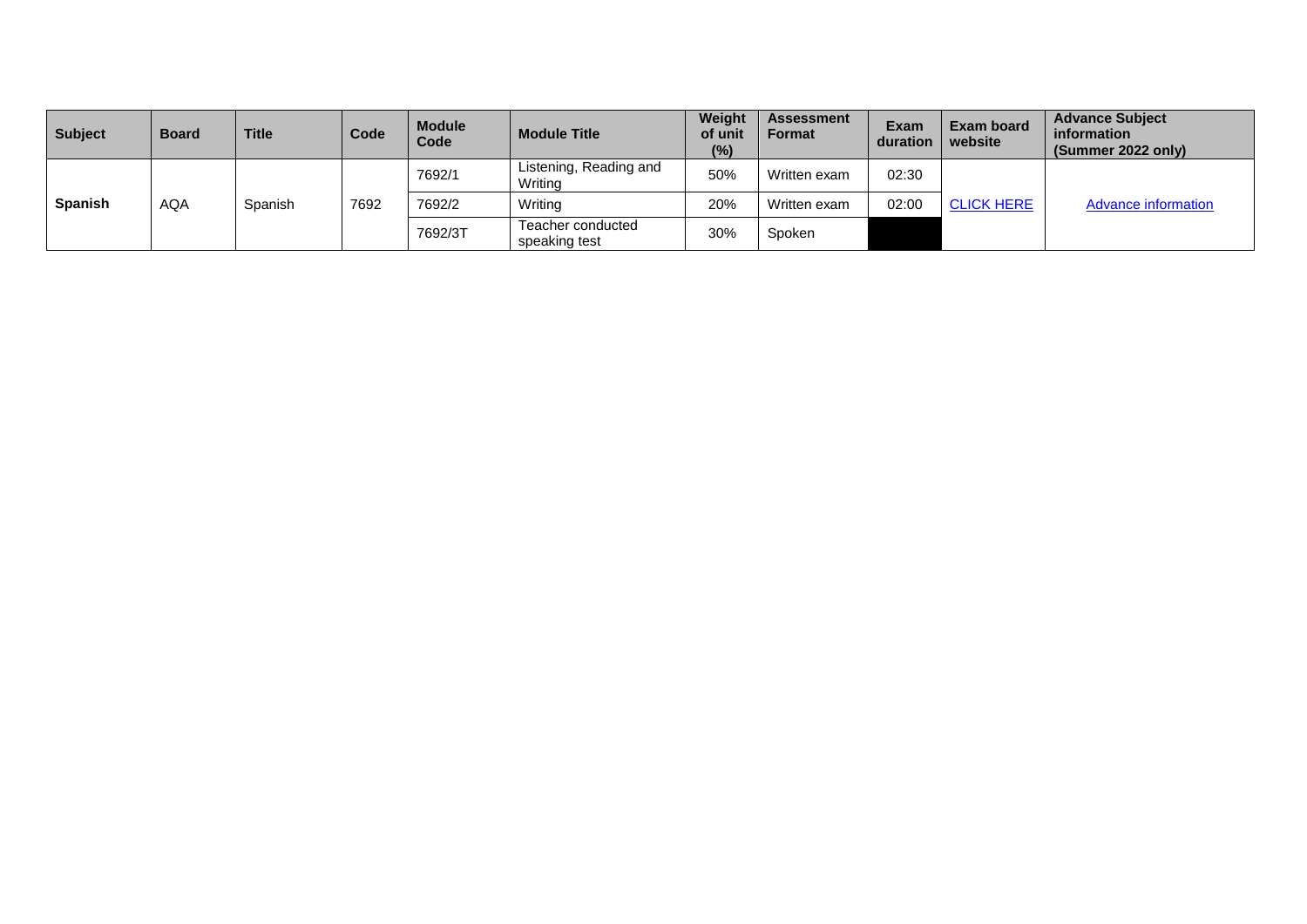| Subject | Board | Title | Code | Module Code | Module Title | Weight of unit (%) | Assessment Format | Exam duration | Exam board website | Advance Subject information (Summer 2022 only) |
|---|---|---|---|---|---|---|---|---|---|---|
| **Spanish** | AQA | Spanish | 7692 | 7692/1 | Listening, Reading and Writing | 50% | Written exam | 02:30 | CLICK HERE | Advance information |
| | | | | 7692/2 | Writing | 20% | Written exam | 02:00 | | |
| | | | | 7692/3T | Teacher conducted speaking test | 30% | Spoken | | | |